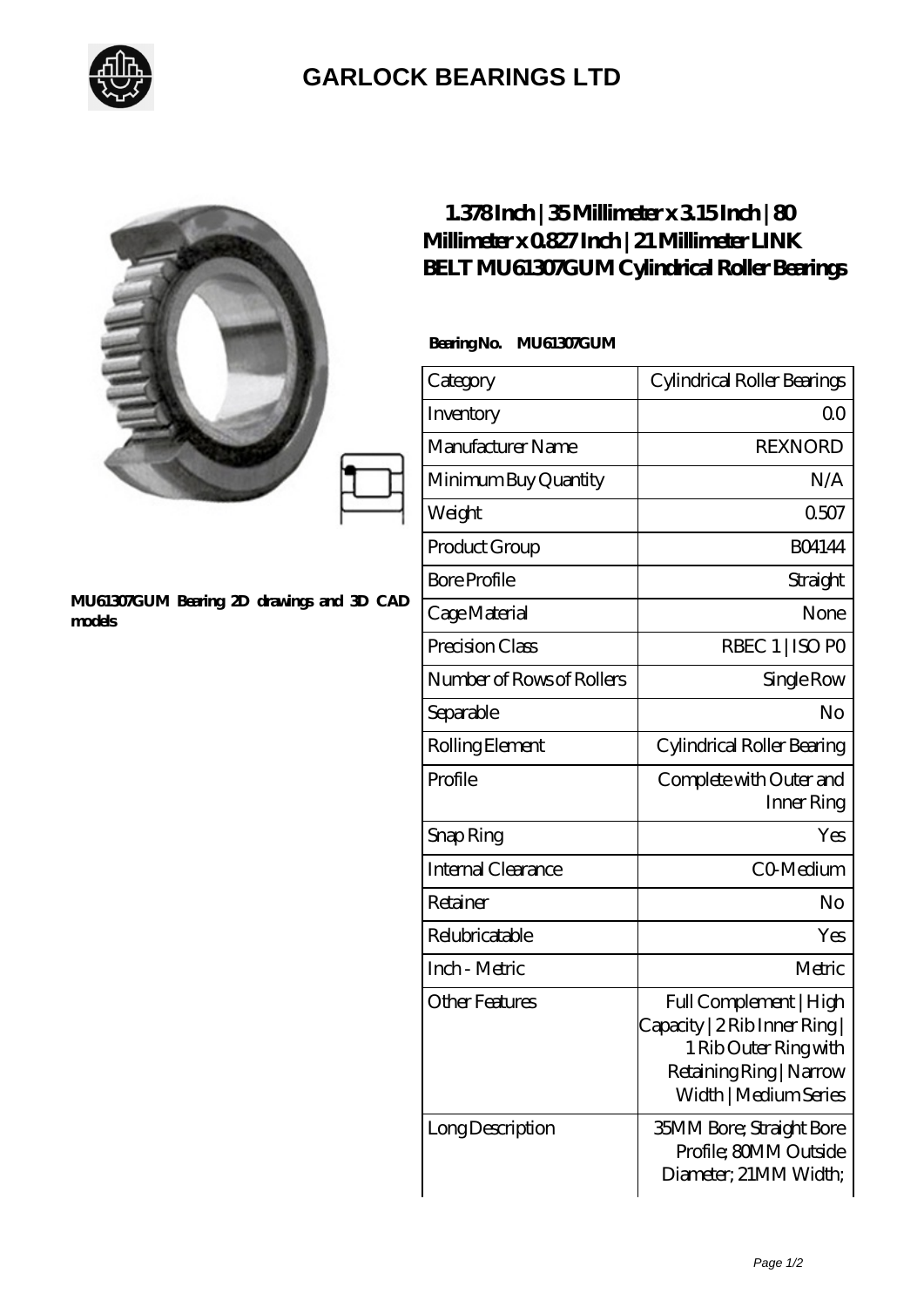# GARLOCK BEARINGS LTD

MU61307GUM Bearing 2D drawings and 3D CAD models

## 1.378 Inch | 35 Millimeter x 3.15 Inch | 80 Millimeter x 0.827 Inch | 21 Millimeter LINK BELT MU61307GUM Cylindrical Roller Bearings

**Bearing No. MU61307GUM**

| Category | Cylindrical Roller Bearings |
| --- | --- |
| Inventory | 0.0 |
| Manufacturer Name | REXNORD |
| Minimum Buy Quantity | N/A |
| Weight | 0.507 |
| Product Group | B04144 |
| Bore Profile | Straight |
| Cage Material | None |
| Precision Class | RBEC 1 \| ISO P0 |
| Number of Rows of Rollers | Single Row |
| Separable | No |
| Rolling Element | Cylindrical Roller Bearing |
| Profile | Complete with Outer and Inner Ring |
| Snap Ring | Yes |
| Internal Clearance | C0-Medium |
| Retainer | No |
| Relubricatable | Yes |
| Inch - Metric | Metric |
| Other Features | Full Complement \| High Capacity \| 2 Rib Inner Ring \| 1 Rib Outer Ring with Retaining Ring \| Narrow Width \| Medium Series |
| Long Description | 35MM Bore; Straight Bore Profile; 80MM Outside Diameter; 21MM Width; |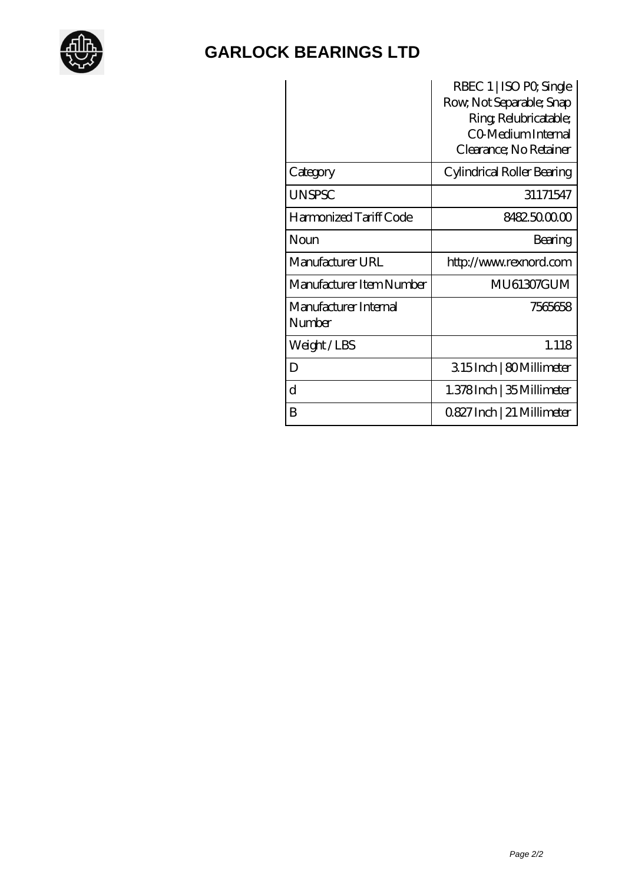# GARLOCK BEARINGS LTD

| | |
|---|---|
| | RBEC 1 \| ISO P0; Single Row; Not Separable; Snap Ring; Relubricatable; C0-Medium Internal Clearance; No Retainer |
| Category | Cylindrical Roller Bearing |
| UNSPSC | 31171547 |
| Harmonized Tariff Code | 8482.50.00.00 |
| Noun | Bearing |
| Manufacturer URL | http://www.rexnord.com |
| Manufacturer Item Number | MU61307GUM |
| Manufacturer Internal Number | 7565658 |
| Weight / LBS | 1.118 |
| D | 3.15 Inch \| 80 Millimeter |
| d | 1.378 Inch \| 35 Millimeter |
| B | 0.827 Inch \| 21 Millimeter |